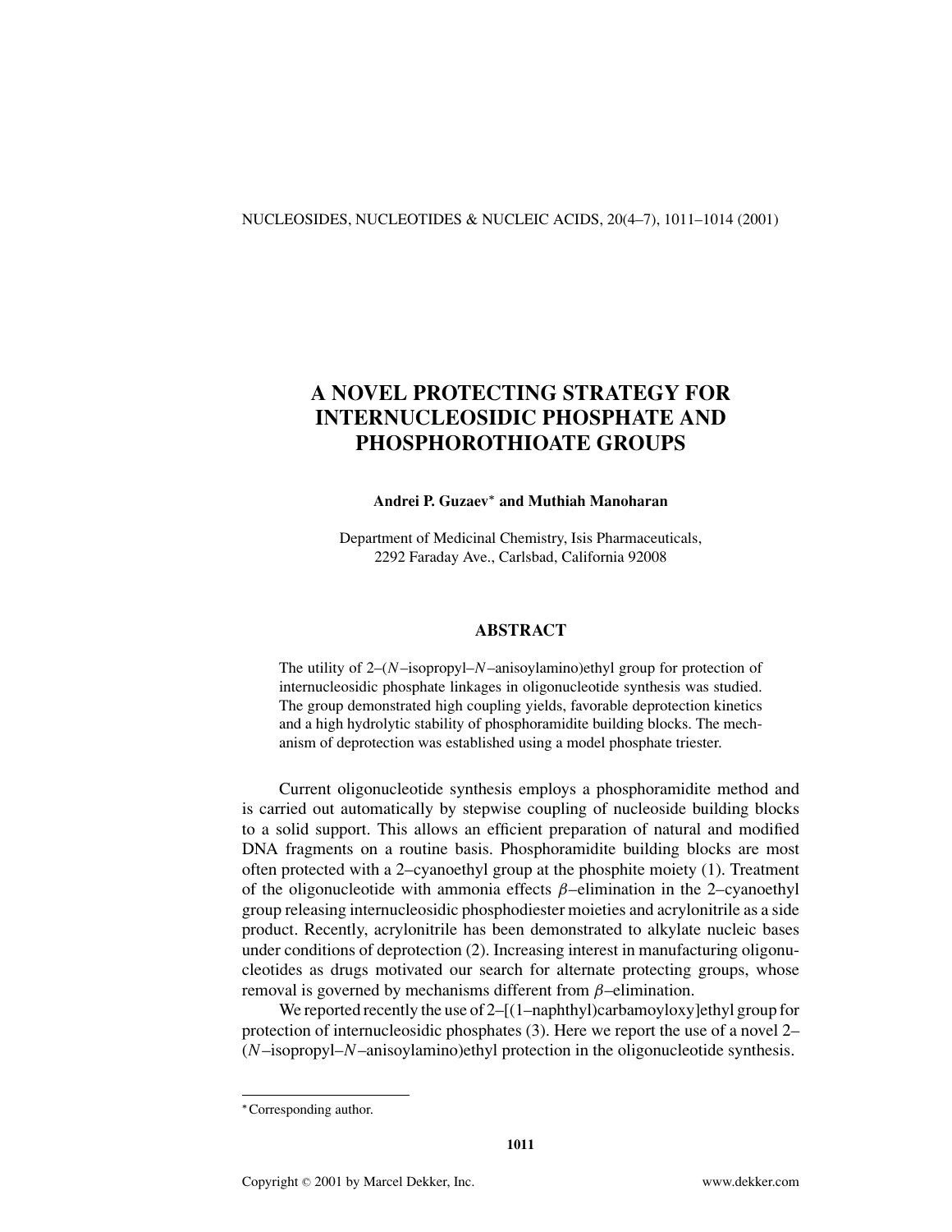# A NOVEL PROTECTING STRATEGY FOR INTERNUCLEOSIDIC PHOSPHATE AND PHOSPHOROTHIOATE GROUPS

**Andrei P. Guzaev* and Muthiah Manoharan**

Department of Medicinal Chemistry, Isis Pharmaceuticals, 2292 Faraday Ave., Carlsbad, California 92008

## ABSTRACT

The utility of 2–(*N*–isopropyl–*N*–anisoylamino)ethyl group for protection of internucleosidic phosphate linkages in oligonucleotide synthesis was studied. The group demonstrated high coupling yields, favorable deprotection kinetics and a high hydrolytic stability of phosphoramidite building blocks. The mechanism of deprotection was established using a model phosphate triester.

Current oligonucleotide synthesis employs a phosphoramidite method and is carried out automatically by stepwise coupling of nucleoside building blocks to a solid support. This allows an efficient preparation of natural and modified DNA fragments on a routine basis. Phosphoramidite building blocks are most often protected with a 2–cyanoethyl group at the phosphite moiety (1). Treatment of the oligonucleotide with ammonia effects $\beta$–elimination in the 2–cyanoethyl group releasing internucleosidic phosphodiester moieties and acrylonitrile as a side product. Recently, acrylonitrile has been demonstrated to alkylate nucleic bases under conditions of deprotection (2). Increasing interest in manufacturing oligonucleotides as drugs motivated our search for alternate protecting groups, whose removal is governed by mechanisms different from $\beta$–elimination.

We reported recently the use of 2–[(1–naphthyl)carbamoyloxy]ethyl group for protection of internucleosidic phosphates (3). Here we report the use of a novel 2–(*N*–isopropyl–*N*–anisoylamino)ethyl protection in the oligonucleotide synthesis.

*Corresponding author.

Copyright © 2001 by Marcel Dekker, Inc. www.dekker.com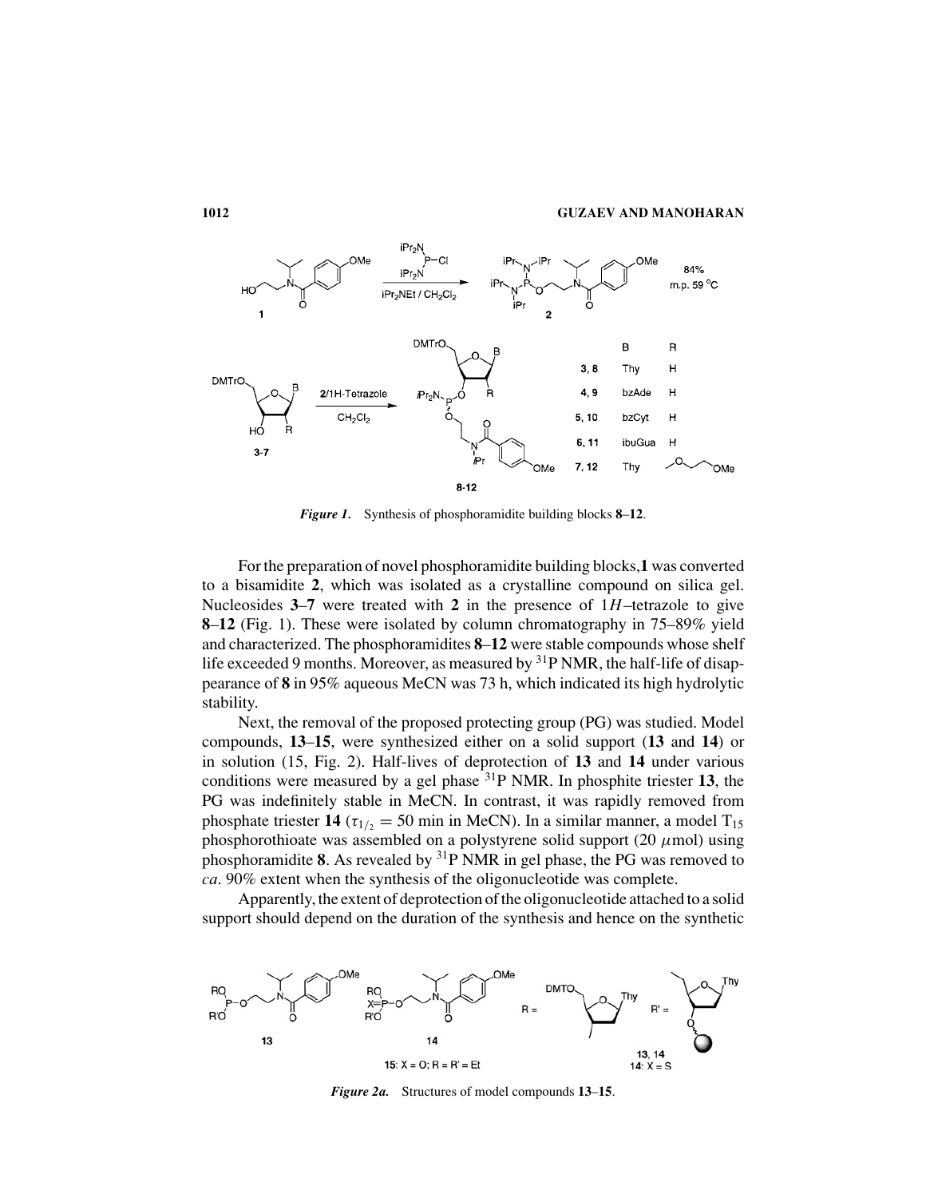*Figure 1.* Synthesis of phosphoramidite building blocks **8**–**12**.

For the preparation of novel phosphoramidite building blocks,**1** was converted to a bisamidite **2**, which was isolated as a crystalline compound on silica gel. Nucleosides **3**–**7** were treated with **2** in the presence of 1*H*–tetrazole to give **8**–**12** (Fig. 1). These were isolated by column chromatography in 75–89% yield and characterized. The phosphoramidites **8**–**12** were stable compounds whose shelf life exceeded 9 months. Moreover, as measured by $^{31}$P NMR, the half-life of disappearance of **8** in 95% aqueous MeCN was 73 h, which indicated its high hydrolytic stability.

Next, the removal of the proposed protecting group (PG) was studied. Model compounds, **13**–**15**, were synthesized either on a solid support (**13** and **14**) or in solution (15, Fig. 2). Half-lives of deprotection of **13** and **14** under various conditions were measured by a gel phase $^{31}$P NMR. In phosphite triester **13**, the PG was indefinitely stable in MeCN. In contrast, it was rapidly removed from phosphate triester **14** ($\tau_{1/2}$ = 50 min in MeCN). In a similar manner, a model $T_{15}$ phosphorothioate was assembled on a polystyrene solid support (20 $\mu$mol) using phosphoramidite **8**. As revealed by $^{31}$P NMR in gel phase, the PG was removed to *ca*. 90% extent when the synthesis of the oligonucleotide was complete.

Apparently, the extent of deprotection of the oligonucleotide attached to a solid support should depend on the duration of the synthesis and hence on the synthetic

*Figure 2a.* Structures of model compounds **13**–**15**.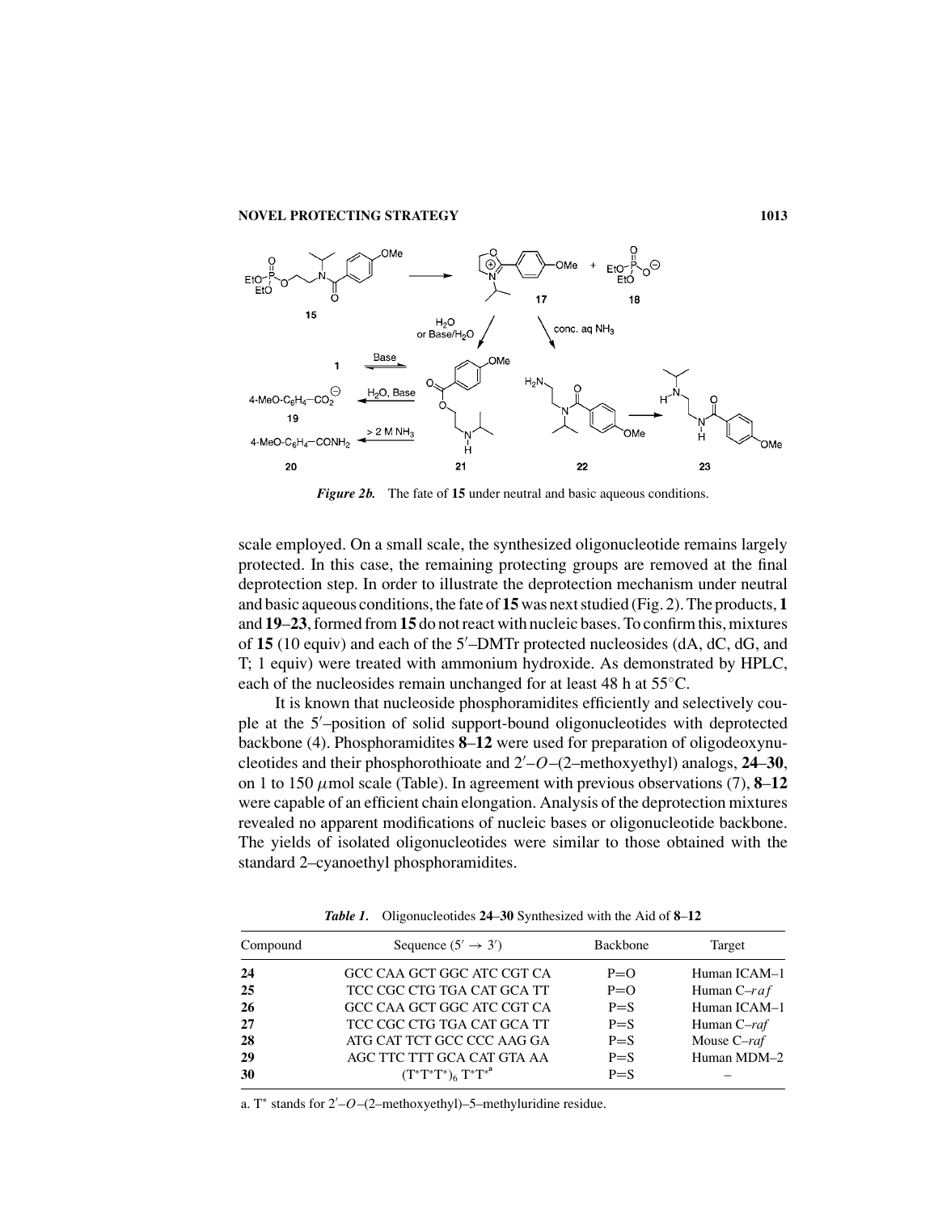*Figure 2b.* The fate of **15** under neutral and basic aqueous conditions.

scale employed. On a small scale, the synthesized oligonucleotide remains largely protected. In this case, the remaining protecting groups are removed at the final deprotection step. In order to illustrate the deprotection mechanism under neutral and basic aqueous conditions, the fate of **15** was next studied (Fig. 2). The products, **1** and **19**–**23**, formed from **15** do not react with nucleic bases. To confirm this, mixtures of **15** (10 equiv) and each of the 5′–DMTr protected nucleosides (dA, dC, dG, and T; 1 equiv) were treated with ammonium hydroxide. As demonstrated by HPLC, each of the nucleosides remain unchanged for at least 48 h at 55°C.

It is known that nucleoside phosphoramidites efficiently and selectively couple at the 5′–position of solid support-bound oligonucleotides with deprotected backbone (4). Phosphoramidites **8**–**12** were used for preparation of oligodeoxynucleotides and their phosphorothioate and 2′–*O*–(2–methoxyethyl) analogs, **24**–**30**, on 1 to 150 $\mu$mol scale (Table). In agreement with previous observations (7), **8**–**12** were capable of an efficient chain elongation. Analysis of the deprotection mixtures revealed no apparent modifications of nucleic bases or oligonucleotide backbone. The yields of isolated oligonucleotides were similar to those obtained with the standard 2–cyanoethyl phosphoramidites.

*Table 1.* Oligonucleotides **24**–**30** Synthesized with the Aid of **8**–**12**

| Compound | Sequence (5′ → 3′) | Backbone | Target |
|---|---|---|---|
| **24** | GCC CAA GCT GGC ATC CGT CA | P=O | Human ICAM–1 |
| **25** | TCC CGC CTG TGA CAT GCA TT | P=O | Human C–*raf* |
| **26** | GCC CAA GCT GGC ATC CGT CA | P=S | Human ICAM–1 |
| **27** | TCC CGC CTG TGA CAT GCA TT | P=S | Human C–*raf* |
| **28** | ATG CAT TCT GCC CCC AAG GA | P=S | Mouse C–*raf* |
| **29** | AGC TTC TTT GCA CAT GTA AA | P=S | Human MDM–2 |
| **30** | $(T^*T^*T^*)_6$ $T^*T^*$[a] | P=S | – |

a. T* stands for 2′–*O*–(2–methoxyethyl)–5–methyluridine residue.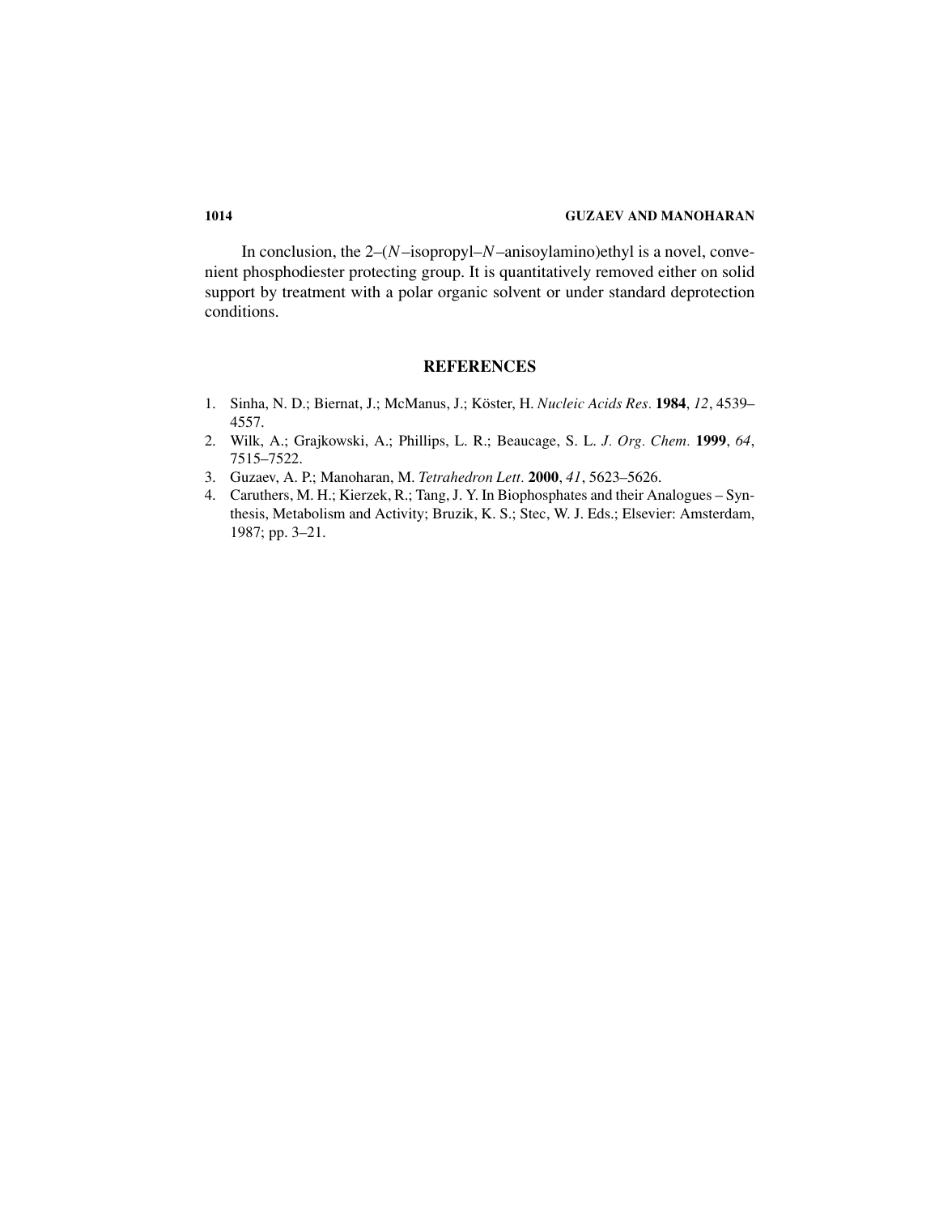In conclusion, the 2–(*N*–isopropyl–*N*–anisoylamino)ethyl is a novel, convenient phosphodiester protecting group. It is quantitatively removed either on solid support by treatment with a polar organic solvent or under standard deprotection conditions.

## REFERENCES

1. Sinha, N. D.; Biernat, J.; McManus, J.; Köster, H. *Nucleic Acids Res.* **1984**, *12*, 4539–4557.
2. Wilk, A.; Grajkowski, A.; Phillips, L. R.; Beaucage, S. L. *J. Org. Chem.* **1999**, *64*, 7515–7522.
3. Guzaev, A. P.; Manoharan, M. *Tetrahedron Lett.* **2000**, *41*, 5623–5626.
4. Caruthers, M. H.; Kierzek, R.; Tang, J. Y. In Biophosphates and their Analogues – Synthesis, Metabolism and Activity; Bruzik, K. S.; Stec, W. J. Eds.; Elsevier: Amsterdam, 1987; pp. 3–21.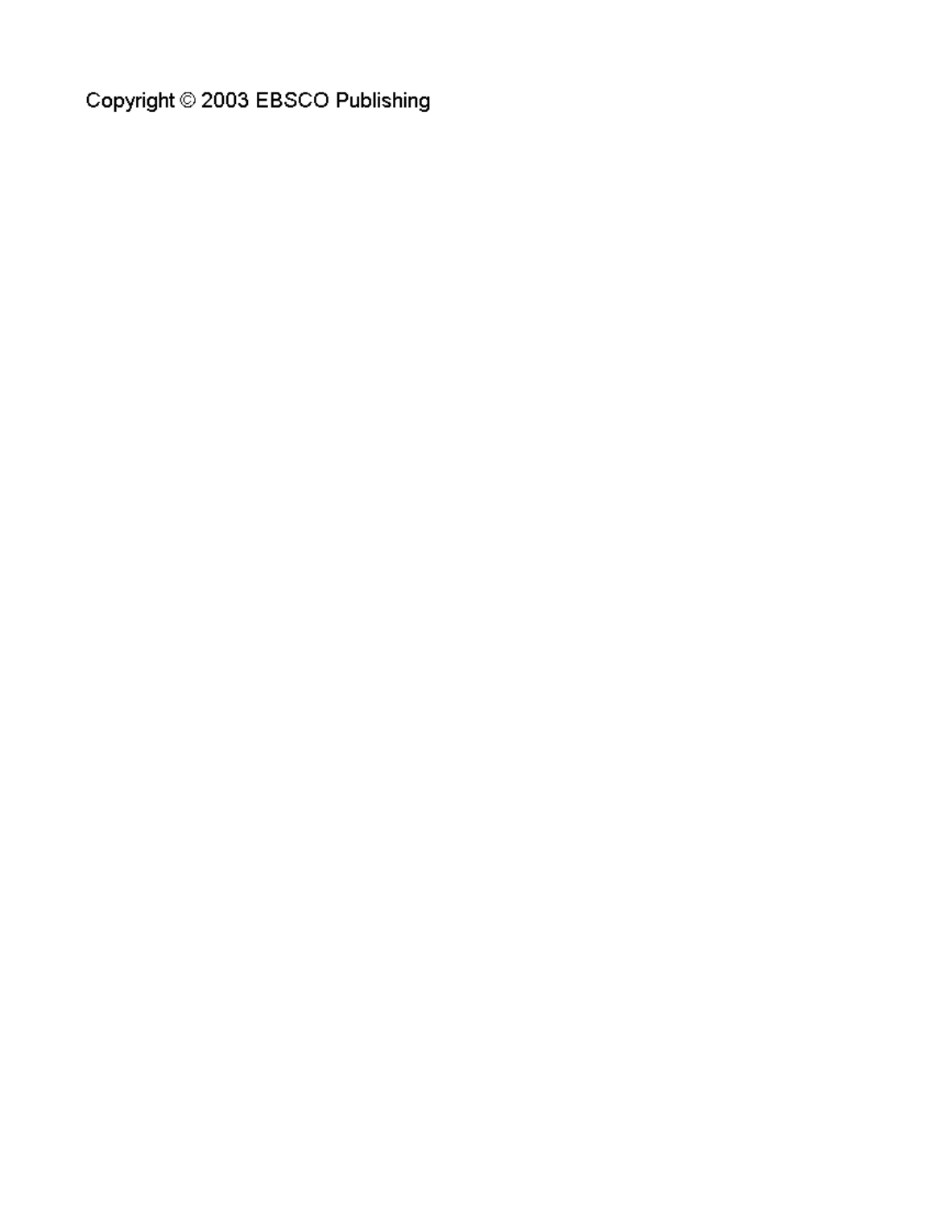Copyright © 2003 EBSCO Publishing